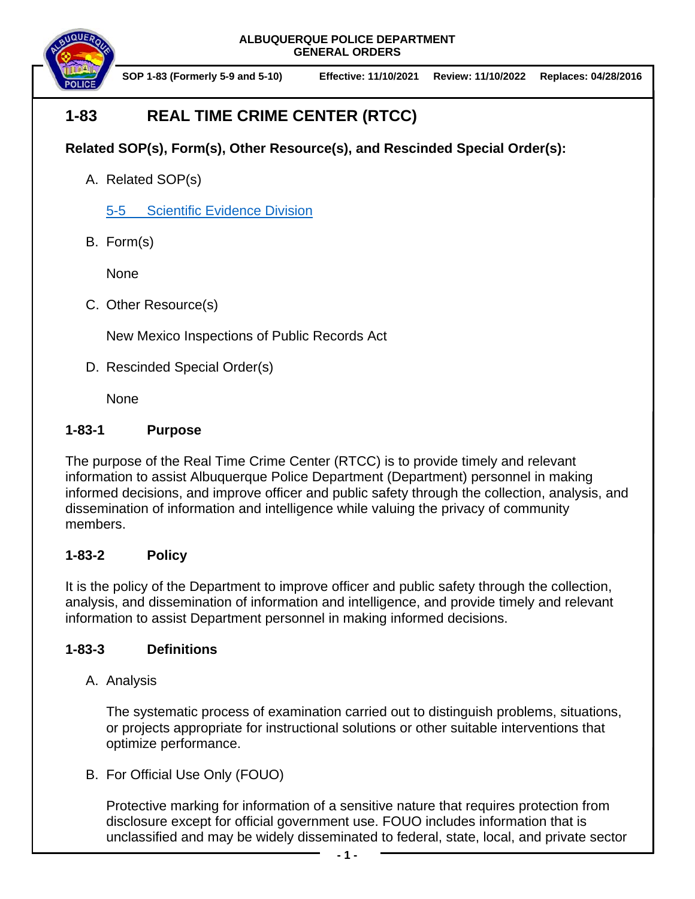ALBUQUERQUE POLICE DEPARTMENT
GENERAL ORDERS

**SOP 1-83 (Formerly 5-9 and 5-10)** **Effective: 11/10/2021** **Review: 11/10/2022** **Replaces: 04/28/2016**

# 1-83 REAL TIME CRIME CENTER (RTCC)

**Related SOP(s), Form(s), Other Resource(s), and Rescinded Special Order(s):**

A. Related SOP(s)

   5-5 Scientific Evidence Division

B. Form(s)

   None

C. Other Resource(s)

   New Mexico Inspections of Public Records Act

D. Rescinded Special Order(s)

   None

## 1-83-1 Purpose

The purpose of the Real Time Crime Center (RTCC) is to provide timely and relevant information to assist Albuquerque Police Department (Department) personnel in making informed decisions, and improve officer and public safety through the collection, analysis, and dissemination of information and intelligence while valuing the privacy of community members.

## 1-83-2 Policy

It is the policy of the Department to improve officer and public safety through the collection, analysis, and dissemination of information and intelligence, and provide timely and relevant information to assist Department personnel in making informed decisions.

## 1-83-3 Definitions

A. Analysis

   The systematic process of examination carried out to distinguish problems, situations, or projects appropriate for instructional solutions or other suitable interventions that optimize performance.

B. For Official Use Only (FOUO)

   Protective marking for information of a sensitive nature that requires protection from disclosure except for official government use. FOUO includes information that is unclassified and may be widely disseminated to federal, state, local, and private sector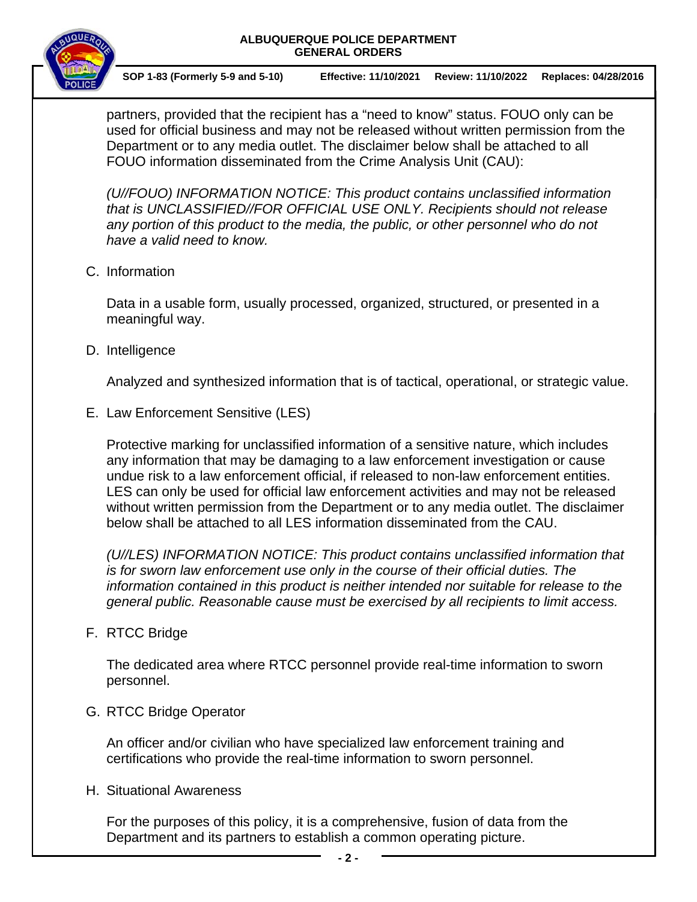partners, provided that the recipient has a "need to know" status. FOUO only can be used for official business and may not be released without written permission from the Department or to any media outlet. The disclaimer below shall be attached to all FOUO information disseminated from the Crime Analysis Unit (CAU):

*(U//FOUO) INFORMATION NOTICE: This product contains unclassified information that is UNCLASSIFIED//FOR OFFICIAL USE ONLY. Recipients should not release any portion of this product to the media, the public, or other personnel who do not have a valid need to know.*

C. Information

Data in a usable form, usually processed, organized, structured, or presented in a meaningful way.

D. Intelligence

Analyzed and synthesized information that is of tactical, operational, or strategic value.

E. Law Enforcement Sensitive (LES)

Protective marking for unclassified information of a sensitive nature, which includes any information that may be damaging to a law enforcement investigation or cause undue risk to a law enforcement official, if released to non-law enforcement entities. LES can only be used for official law enforcement activities and may not be released without written permission from the Department or to any media outlet. The disclaimer below shall be attached to all LES information disseminated from the CAU.

*(U//LES) INFORMATION NOTICE: This product contains unclassified information that is for sworn law enforcement use only in the course of their official duties. The information contained in this product is neither intended nor suitable for release to the general public. Reasonable cause must be exercised by all recipients to limit access.*

F. RTCC Bridge

The dedicated area where RTCC personnel provide real-time information to sworn personnel.

G. RTCC Bridge Operator

An officer and/or civilian who have specialized law enforcement training and certifications who provide the real-time information to sworn personnel.

H. Situational Awareness

For the purposes of this policy, it is a comprehensive, fusion of data from the Department and its partners to establish a common operating picture.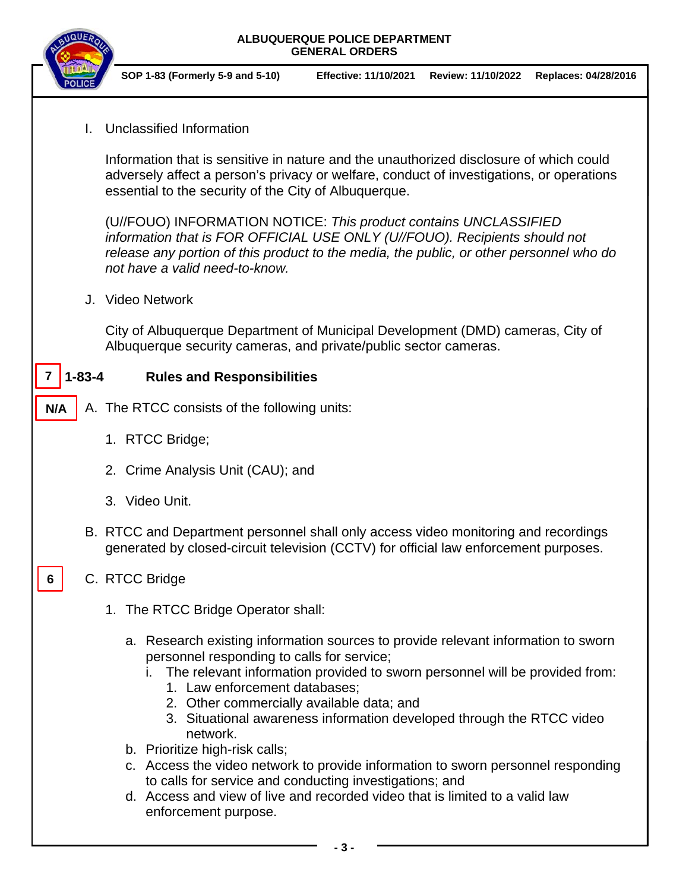I. Unclassified Information

Information that is sensitive in nature and the unauthorized disclosure of which could adversely affect a person's privacy or welfare, conduct of investigations, or operations essential to the security of the City of Albuquerque.

(U//FOUO) INFORMATION NOTICE: *This product contains UNCLASSIFIED information that is FOR OFFICIAL USE ONLY (U//FOUO). Recipients should not release any portion of this product to the media, the public, or other personnel who do not have a valid need-to-know.*

J. Video Network

City of Albuquerque Department of Municipal Development (DMD) cameras, City of Albuquerque security cameras, and private/public sector cameras.

**7** **1-83-4 Rules and Responsibilities**

**N/A** A. The RTCC consists of the following units:

1. RTCC Bridge;
2. Crime Analysis Unit (CAU); and
3. Video Unit.

B. RTCC and Department personnel shall only access video monitoring and recordings generated by closed-circuit television (CCTV) for official law enforcement purposes.

**6** C. RTCC Bridge

1. The RTCC Bridge Operator shall:

   a. Research existing information sources to provide relevant information to sworn personnel responding to calls for service;
      i. The relevant information provided to sworn personnel will be provided from:
         1. Law enforcement databases;
         2. Other commercially available data; and
         3. Situational awareness information developed through the RTCC video network.
   b. Prioritize high-risk calls;
   c. Access the video network to provide information to sworn personnel responding to calls for service and conducting investigations; and
   d. Access and view of live and recorded video that is limited to a valid law enforcement purpose.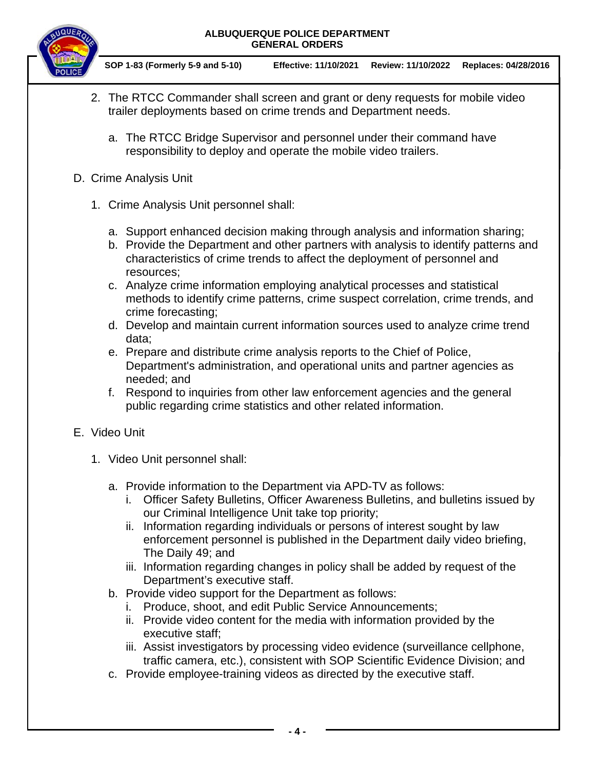2. The RTCC Commander shall screen and grant or deny requests for mobile video trailer deployments based on crime trends and Department needs.

   a. The RTCC Bridge Supervisor and personnel under their command have responsibility to deploy and operate the mobile video trailers.

D. Crime Analysis Unit

1. Crime Analysis Unit personnel shall:

   a. Support enhanced decision making through analysis and information sharing;
   b. Provide the Department and other partners with analysis to identify patterns and characteristics of crime trends to affect the deployment of personnel and resources;
   c. Analyze crime information employing analytical processes and statistical methods to identify crime patterns, crime suspect correlation, crime trends, and crime forecasting;
   d. Develop and maintain current information sources used to analyze crime trend data;
   e. Prepare and distribute crime analysis reports to the Chief of Police, Department's administration, and operational units and partner agencies as needed; and
   f. Respond to inquiries from other law enforcement agencies and the general public regarding crime statistics and other related information.

E. Video Unit

1. Video Unit personnel shall:

   a. Provide information to the Department via APD-TV as follows:
      i. Officer Safety Bulletins, Officer Awareness Bulletins, and bulletins issued by our Criminal Intelligence Unit take top priority;
      ii. Information regarding individuals or persons of interest sought by law enforcement personnel is published in the Department daily video briefing, The Daily 49; and
      iii. Information regarding changes in policy shall be added by request of the Department's executive staff.
   b. Provide video support for the Department as follows:
      i. Produce, shoot, and edit Public Service Announcements;
      ii. Provide video content for the media with information provided by the executive staff;
      iii. Assist investigators by processing video evidence (surveillance cellphone, traffic camera, etc.), consistent with SOP Scientific Evidence Division; and
   c. Provide employee-training videos as directed by the executive staff.